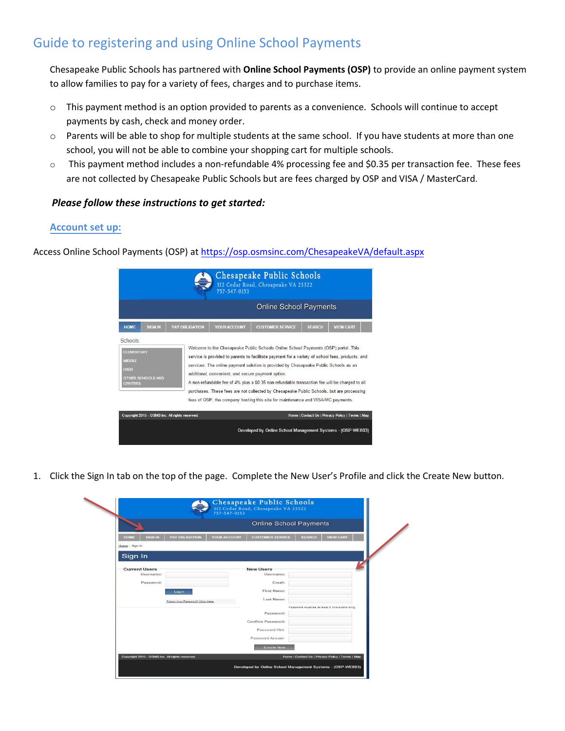# Guide to registering and using Online School Payments

Chesapeake Public Schools has partnered with **Online School Payments (OSP)** to provide an online payment system to allow families to pay for a variety of fees, charges and to purchase items.

- This payment method is an option provided to parents as a convenience. Schools will continue to accept payments by cash, check and money order.
- Parents will be able to shop for multiple students at the same school. If you have students at more than one school, you will not be able to combine your shopping cart for multiple schools.
- This payment method includes a non-refundable 4% processing fee and $0.35 per transaction fee. These fees are not collected by Chesapeake Public Schools but are fees charged by OSP and VISA / MasterCard.

***Please follow these instructions to get started:***

## Account set up:

Access Online School Payments (OSP) at https://osp.osmsinc.com/ChesapeakeVA/default.aspx

1. Click the Sign In tab on the top of the page. Complete the New User's Profile and click the Create New button.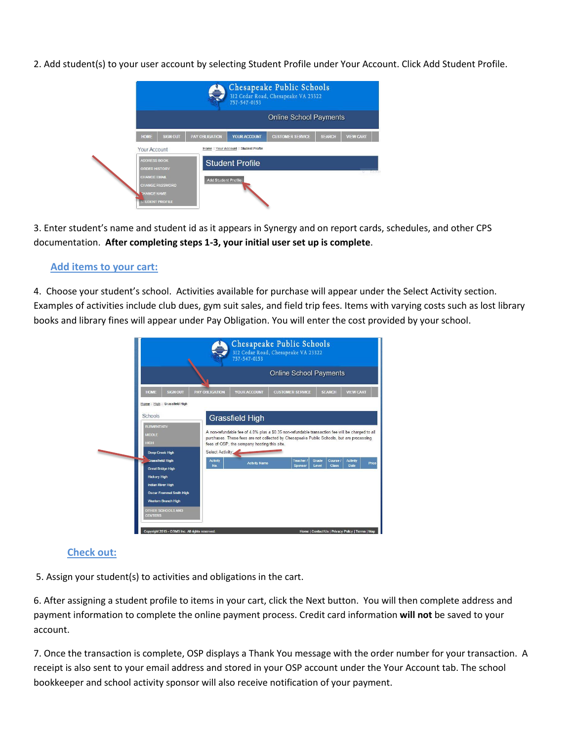2. Add student(s) to your user account by selecting Student Profile under Your Account. Click Add Student Profile.

3. Enter student's name and student id as it appears in Synergy and on report cards, schedules, and other CPS documentation. **After completing steps 1-3, your initial user set up is complete**.

## Add items to your cart:

4. Choose your student's school. Activities available for purchase will appear under the Select Activity section. Examples of activities include club dues, gym suit sales, and field trip fees. Items with varying costs such as lost library books and library fines will appear under Pay Obligation. You will enter the cost provided by your school.

## Check out:

5. Assign your student(s) to activities and obligations in the cart.

6. After assigning a student profile to items in your cart, click the Next button. You will then complete address and payment information to complete the online payment process. Credit card information **will not** be saved to your account.

7. Once the transaction is complete, OSP displays a Thank You message with the order number for your transaction. A receipt is also sent to your email address and stored in your OSP account under the Your Account tab. The school bookkeeper and school activity sponsor will also receive notification of your payment.